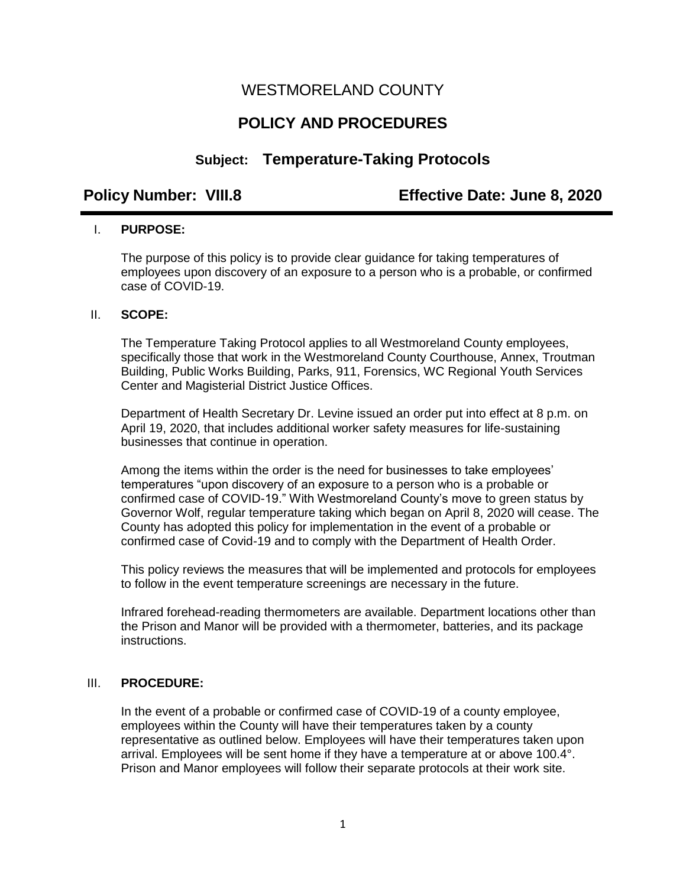# WESTMORELAND COUNTY

## POLICY AND PROCEDURES

### Subject: Temperature-Taking Protocols

**Policy Number: VIII.8** **Effective Date: June 8, 2020**

---

I. **PURPOSE:**

The purpose of this policy is to provide clear guidance for taking temperatures of employees upon discovery of an exposure to a person who is a probable, or confirmed case of COVID-19.

II. **SCOPE:**

The Temperature Taking Protocol applies to all Westmoreland County employees, specifically those that work in the Westmoreland County Courthouse, Annex, Troutman Building, Public Works Building, Parks, 911, Forensics, WC Regional Youth Services Center and Magisterial District Justice Offices.

Department of Health Secretary Dr. Levine issued an order put into effect at 8 p.m. on April 19, 2020, that includes additional worker safety measures for life-sustaining businesses that continue in operation.

Among the items within the order is the need for businesses to take employees' temperatures "upon discovery of an exposure to a person who is a probable or confirmed case of COVID-19." With Westmoreland County's move to green status by Governor Wolf, regular temperature taking which began on April 8, 2020 will cease. The County has adopted this policy for implementation in the event of a probable or confirmed case of Covid-19 and to comply with the Department of Health Order.

This policy reviews the measures that will be implemented and protocols for employees to follow in the event temperature screenings are necessary in the future.

Infrared forehead-reading thermometers are available. Department locations other than the Prison and Manor will be provided with a thermometer, batteries, and its package instructions.

III. **PROCEDURE:**

In the event of a probable or confirmed case of COVID-19 of a county employee, employees within the County will have their temperatures taken by a county representative as outlined below. Employees will have their temperatures taken upon arrival. Employees will be sent home if they have a temperature at or above 100.4°. Prison and Manor employees will follow their separate protocols at their work site.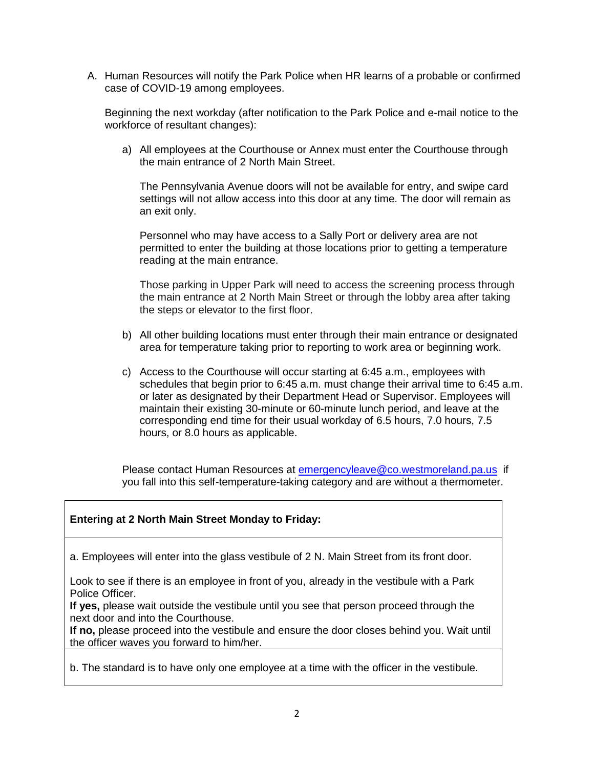A. Human Resources will notify the Park Police when HR learns of a probable or confirmed case of COVID-19 among employees.

   Beginning the next workday (after notification to the Park Police and e-mail notice to the workforce of resultant changes):

   a) All employees at the Courthouse or Annex must enter the Courthouse through the main entrance of 2 North Main Street.

      The Pennsylvania Avenue doors will not be available for entry, and swipe card settings will not allow access into this door at any time. The door will remain as an exit only.

      Personnel who may have access to a Sally Port or delivery area are not permitted to enter the building at those locations prior to getting a temperature reading at the main entrance.

      Those parking in Upper Park will need to access the screening process through the main entrance at 2 North Main Street or through the lobby area after taking the steps or elevator to the first floor.

   b) All other building locations must enter through their main entrance or designated area for temperature taking prior to reporting to work area or beginning work.

   c) Access to the Courthouse will occur starting at 6:45 a.m., employees with schedules that begin prior to 6:45 a.m. must change their arrival time to 6:45 a.m. or later as designated by their Department Head or Supervisor. Employees will maintain their existing 30-minute or 60-minute lunch period, and leave at the corresponding end time for their usual workday of 6.5 hours, 7.0 hours, 7.5 hours, or 8.0 hours as applicable.

   Please contact Human Resources at [emergencyleave@co.westmoreland.pa.us](mailto:emergencyleave@co.westmoreland.pa.us) if you fall into this self-temperature-taking category and are without a thermometer.

| **Entering at 2 North Main Street Monday to Friday:** |
|---|
| a. Employees will enter into the glass vestibule of 2 N. Main Street from its front door.<br><br>Look to see if there is an employee in front of you, already in the vestibule with a Park Police Officer.<br>**If yes,** please wait outside the vestibule until you see that person proceed through the next door and into the Courthouse.<br>**If no,** please proceed into the vestibule and ensure the door closes behind you. Wait until the officer waves you forward to him/her. |
| b. The standard is to have only one employee at a time with the officer in the vestibule. |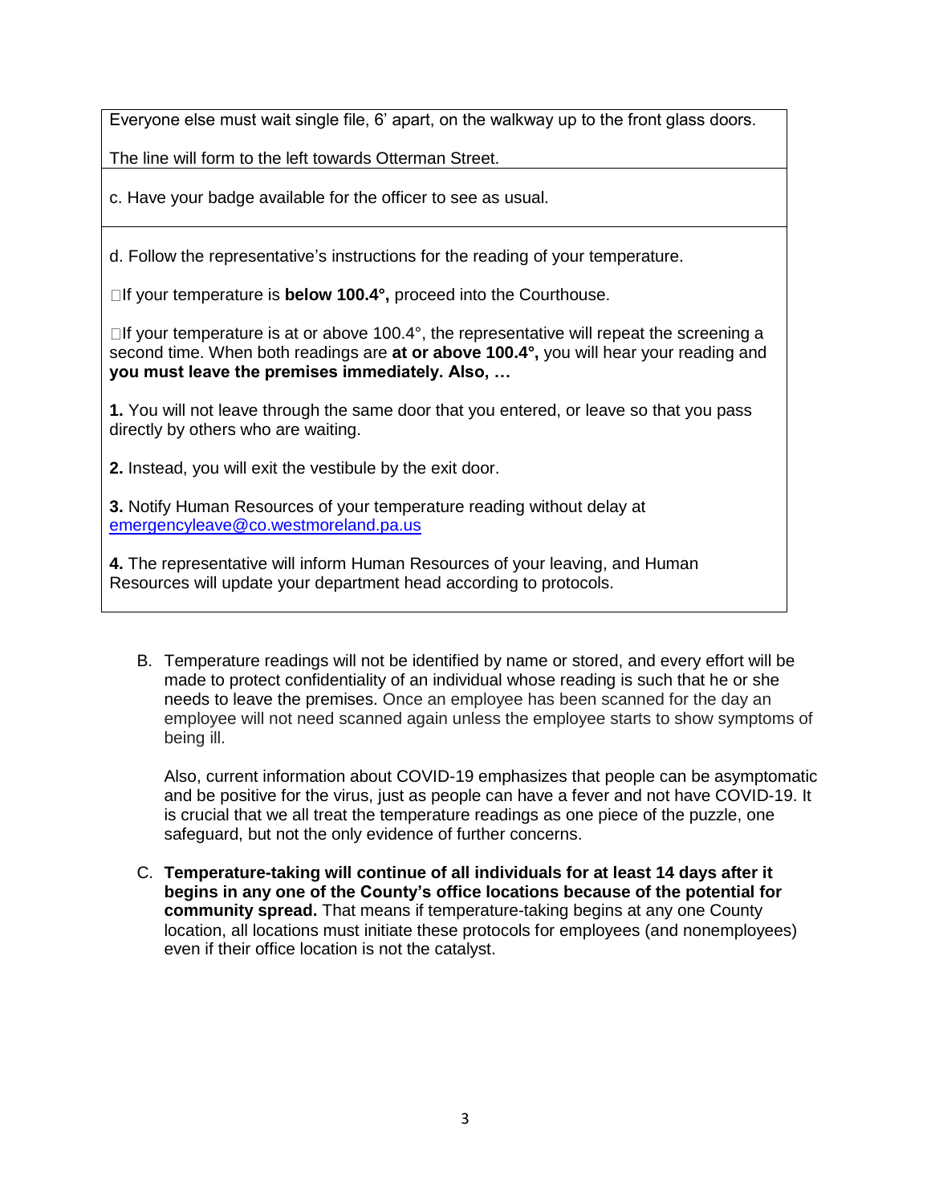Everyone else must wait single file, 6' apart, on the walkway up to the front glass doors.

The line will form to the left towards Otterman Street.

c. Have your badge available for the officer to see as usual.

d. Follow the representative's instructions for the reading of your temperature.

- If your temperature is **below 100.4°,** proceed into the Courthouse.

- If your temperature is at or above 100.4°, the representative will repeat the screening a second time. When both readings are **at or above 100.4°,** you will hear your reading and **you must leave the premises immediately. Also, …**

**1.** You will not leave through the same door that you entered, or leave so that you pass directly by others who are waiting.

**2.** Instead, you will exit the vestibule by the exit door.

**3.** Notify Human Resources of your temperature reading without delay at emergencyleave@co.westmoreland.pa.us

**4.** The representative will inform Human Resources of your leaving, and Human Resources will update your department head according to protocols.

B. Temperature readings will not be identified by name or stored, and every effort will be made to protect confidentiality of an individual whose reading is such that he or she needs to leave the premises. Once an employee has been scanned for the day an employee will not need scanned again unless the employee starts to show symptoms of being ill.

   Also, current information about COVID-19 emphasizes that people can be asymptomatic and be positive for the virus, just as people can have a fever and not have COVID-19. It is crucial that we all treat the temperature readings as one piece of the puzzle, one safeguard, but not the only evidence of further concerns.

C. **Temperature-taking will continue of all individuals for at least 14 days after it begins in any one of the County's office locations because of the potential for community spread.** That means if temperature-taking begins at any one County location, all locations must initiate these protocols for employees (and nonemployees) even if their office location is not the catalyst.